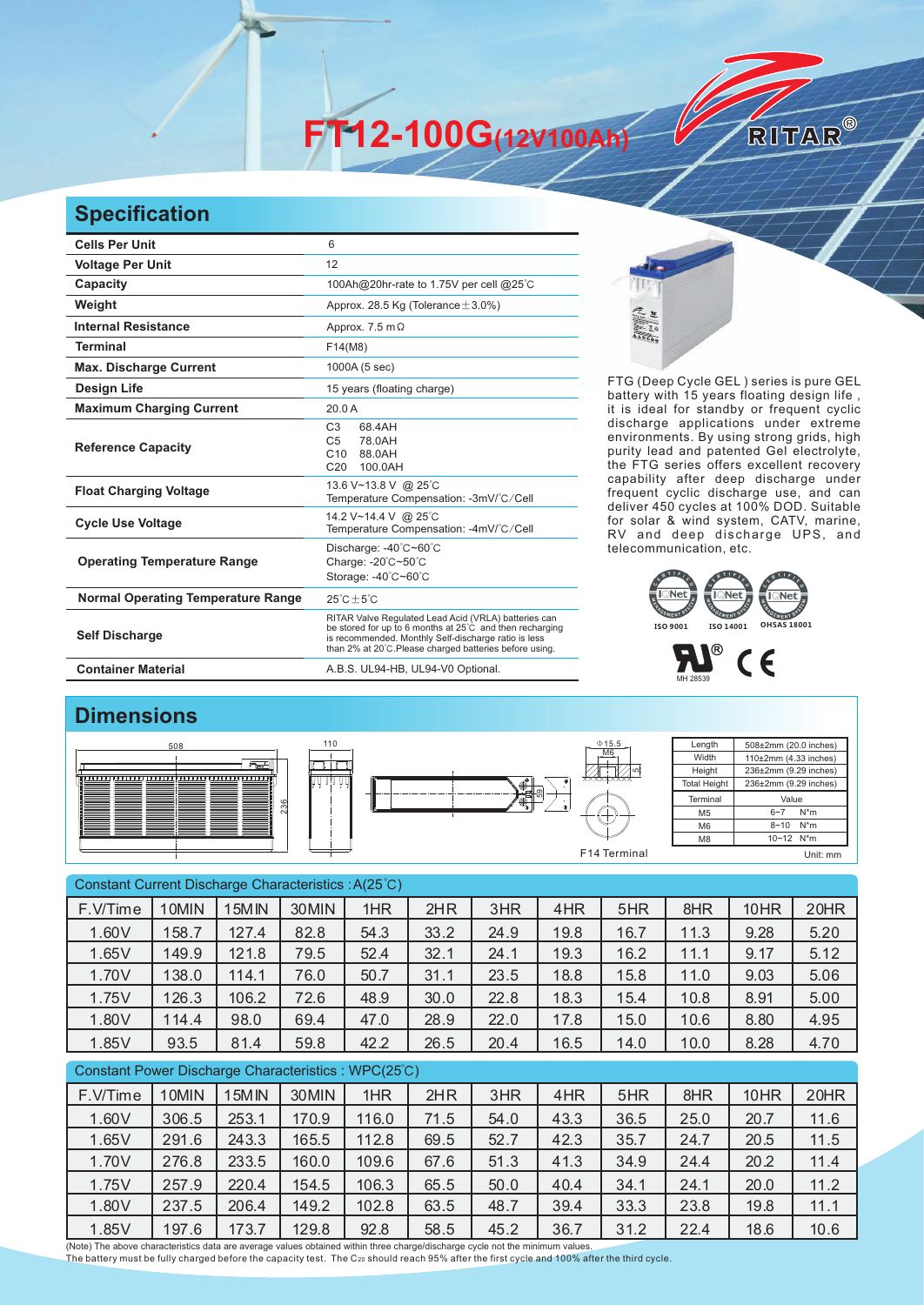# FT12-100G(12V100Ah)

RITAR®

## Specification

| | |
|---|---|
| **Cells Per Unit** | 6 |
| **Voltage Per Unit** | 12 |
| **Capacity** | 100Ah@20hr-rate to 1.75V per cell @25°C |
| **Weight** | Approx. 28.5 Kg (Tolerance ± 3.0%) |
| **Internal Resistance** | Approx. 7.5 mΩ |
| **Terminal** | F14(M8) |
| **Max. Discharge Current** | 1000A (5 sec) |
| **Design Life** | 15 years (floating charge) |
| **Maximum Charging Current** | 20.0 A |
| **Reference Capacity** | C3 68.4AH<br>C5 78.0AH<br>C10 88.0AH<br>C20 100.0AH |
| **Float Charging Voltage** | 13.6 V~13.8 V @ 25°C<br>Temperature Compensation: -3mV/°C/Cell |
| **Cycle Use Voltage** | 14.2 V~14.4 V @ 25°C<br>Temperature Compensation: -4mV/°C/Cell |
| **Operating Temperature Range** | Discharge: -40°C~60°C<br>Charge: -20°C~50°C<br>Storage: -40°C~60°C |
| **Normal Operating Temperature Range** | 25°C±5°C |
| **Self Discharge** | RITAR Valve Regulated Lead Acid (VRLA) batteries can be stored for up to 6 months at 25°C and then recharging is recommended. Monthly Self-discharge ratio is less than 2% at 20°C.Please charged batteries before using. |
| **Container Material** | A.B.S. UL94-HB, UL94-V0 Optional. |

FTG (Deep Cycle GEL ) series is pure GEL battery with 15 years floating design life , it is ideal for standby or frequent cyclic discharge applications under extreme environments. By using strong grids, high purity lead and patented Gel electrolyte, the FTG series offers excellent recovery capability after deep discharge under frequent cyclic discharge use, and can deliver 450 cycles at 100% DOD. Suitable for solar & wind system, CATV, marine, RV and deep discharge UPS, and telecommunication, etc.

ISO 9001 ISO 14001 OHSAS 18001

MH 28539

## Dimensions

| Length | 508±2mm (20.0 inches) |
|---|---|
| Width | 110±2mm (4.33 inches) |
| Height | 236±2mm (9.29 inches) |
| Total Height | 236±2mm (9.29 inches) |

| Terminal | Value |
|---|---|
| M5 | 6~7 N*m |
| M6 | 8~10 N*m |
| M8 | 10~12 N*m |

F14 Terminal

Unit: mm

Constant Current Discharge Characteristics : A(25°C)

| F.V/Time | 10MIN | 15MIN | 30MIN | 1HR | 2HR | 3HR | 4HR | 5HR | 8HR | 10HR | 20HR |
|---|---|---|---|---|---|---|---|---|---|---|---|
| 1.60V | 158.7 | 127.4 | 82.8 | 54.3 | 33.2 | 24.9 | 19.8 | 16.7 | 11.3 | 9.28 | 5.20 |
| 1.65V | 149.9 | 121.8 | 79.5 | 52.4 | 32.1 | 24.1 | 19.3 | 16.2 | 11.1 | 9.17 | 5.12 |
| 1.70V | 138.0 | 114.1 | 76.0 | 50.7 | 31.1 | 23.5 | 18.8 | 15.8 | 11.0 | 9.03 | 5.06 |
| 1.75V | 126.3 | 106.2 | 72.6 | 48.9 | 30.0 | 22.8 | 18.3 | 15.4 | 10.8 | 8.91 | 5.00 |
| 1.80V | 114.4 | 98.0 | 69.4 | 47.0 | 28.9 | 22.0 | 17.8 | 15.0 | 10.6 | 8.80 | 4.95 |
| 1.85V | 93.5 | 81.4 | 59.8 | 42.2 | 26.5 | 20.4 | 16.5 | 14.0 | 10.0 | 8.28 | 4.70 |

Constant Power Discharge Characteristics : WPC(25°C)

| F.V/Time | 10MIN | 15MIN | 30MIN | 1HR | 2HR | 3HR | 4HR | 5HR | 8HR | 10HR | 20HR |
|---|---|---|---|---|---|---|---|---|---|---|---|
| 1.60V | 306.5 | 253.1 | 170.9 | 116.0 | 71.5 | 54.0 | 43.3 | 36.5 | 25.0 | 20.7 | 11.6 |
| 1.65V | 291.6 | 243.3 | 165.5 | 112.8 | 69.5 | 52.7 | 42.3 | 35.7 | 24.7 | 20.5 | 11.5 |
| 1.70V | 276.8 | 233.5 | 160.0 | 109.6 | 67.6 | 51.3 | 41.3 | 34.9 | 24.4 | 20.2 | 11.4 |
| 1.75V | 257.9 | 220.4 | 154.5 | 106.3 | 65.5 | 50.0 | 40.4 | 34.1 | 24.1 | 20.0 | 11.2 |
| 1.80V | 237.5 | 206.4 | 149.2 | 102.8 | 63.5 | 48.7 | 39.4 | 33.3 | 23.8 | 19.8 | 11.1 |
| 1.85V | 197.6 | 173.7 | 129.8 | 92.8 | 58.5 | 45.2 | 36.7 | 31.2 | 22.4 | 18.6 | 10.6 |

(Note) The above characteristics data are average values obtained within three charge/discharge cycle not the minimum values.
The battery must be fully charged before the capacity test. The $C_{20}$ should reach 95% after the first cycle and 100% after the third cycle.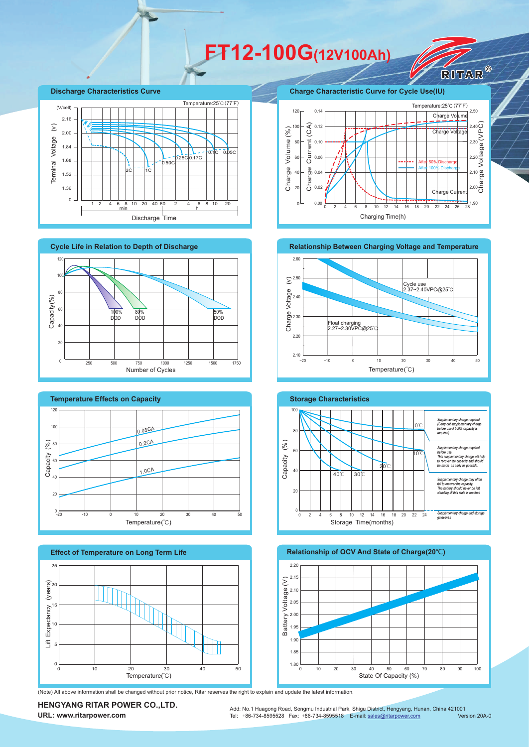# FT12-100G(12V100Ah)

RITAR®

## Discharge Characteristics Curve

Temperature:25°C (77°F)

(V/cell)

Terminal Voltage (v)

2.16
2.00
1.84
1.68
1.52
1.36
0

2C 1C 0.50C 0.25C 0.17C 0.1C 0.05C

1 2 4 6 8 10 20 40 60 2 4 6 8 10 20

min h

Discharge Time

## Charge Characteristic Curve for Cycle Use(IU)

Temperature:25°C (77°F)

Charge Volume (%): 0 20 40 60 80 100 120

Charge Current (CA): 0.00 0.02 0.04 0.06 0.08 0.10 0.12 0.14

Charge Voltage (VPC): 1.90 2.00 2.10 2.20 2.30 2.40 2.50

Charge Volume

Charge Voltage

Charge Current

After 50% Discharge

After 100% Discharge

0 2 4 6 8 10 12 14 16 18 20 22 24 26 28

Charging Time(h)

## Cycle Life in Relation to Depth of Discharge

Capacity(%)

0 20 40 60 80 100 120

100% DOD

80% DOD

50% DOD

250 500 750 1000 1250 1500 1750

Number of Cycles

## Relationship Between Charging Voltage and Temperature

Charge Voltage (v)

2.10 2.20 2.30 2.40 2.50 2.60

Cycle use 2.37~2.40VPC@25°C

Float charging 2.27~2.30VPC@25°C

−20 −10 0 10 20 30 40 50

Temperature(°C)

## Temperature Effects on Capacity

Capacity (%)

0 20 40 60 80 100 120

0.05CA

0.2CA

1.0CA

-20 -10 0 10 20 30 40 50

Temperature(°C)

## Storage Characteristics

Capacity (%)

0 20 40 60 80 100

0°C 10°C 20°C 30°C 40°C

0 2 4 6 8 10 12 14 16 18 20 22 24

Storage Time(months)

Supplementary charge required (Carry out supplementary charge before use if 100% capacity is requires)

Supplementary charge required before use. This supplementary charge will help to recover the capacity and should be made as early as possible.

Supplementary charge may often fail to recover the capacity. The battery should never be left standing till this state is reached

Supplementary charge and storage guidelines

## Effect of Temperature on Long Term Life

Lift Expectancy (years)

0 5 10 15 20 25

0 10 20 30 40 50

Temperature(°C)

## Relationship of OCV And State of Charge(20°C)

Battery Voltage (V)

1.80 1.85 1.90 1.95 2.00 2.05 2.10 2.15 2.20

0 10 20 30 40 50 60 70 80 90 100

State Of Capacity (%)

(Note) All above information shall be changed without prior notice, Ritar reserves the right to explain and update the latest information.

**HENGYANG RITAR POWER CO.,LTD.**

**URL: www.ritarpower.com**

Add: No.1 Huagong Road, Songmu Industrial Park, Shigu District, Hengyang, Hunan, China 421001

Tel: +86-734-8595528 Fax: +86-734-8595518 E-mail: sales@ritarpower.com

Version 20A-0